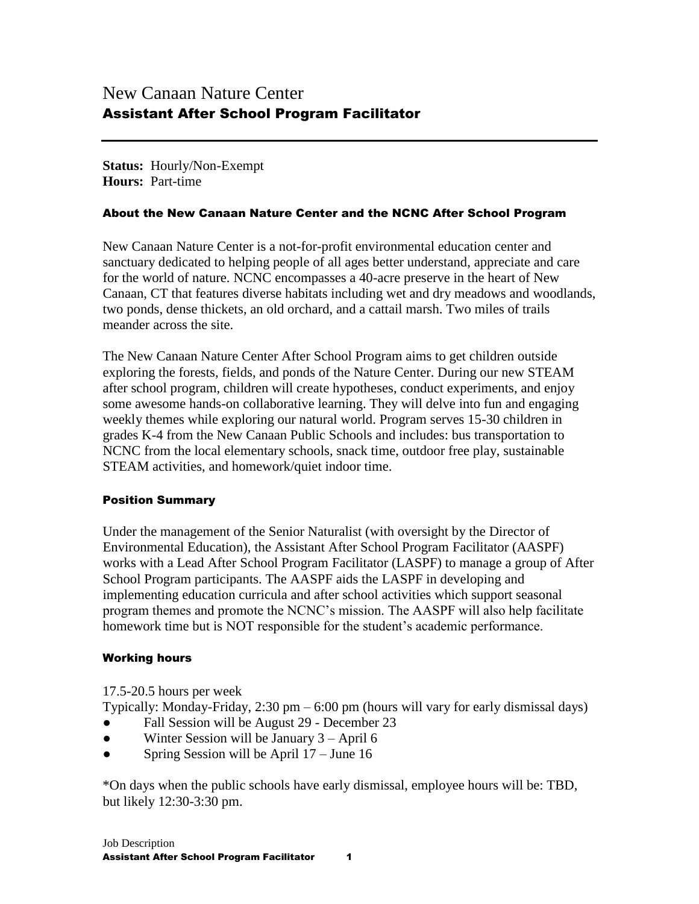# New Canaan Nature Center
## Assistant After School Program Facilitator

---

**Status:** Hourly/Non-Exempt
**Hours:** Part-time

### About the New Canaan Nature Center and the NCNC After School Program

New Canaan Nature Center is a not-for-profit environmental education center and sanctuary dedicated to helping people of all ages better understand, appreciate and care for the world of nature. NCNC encompasses a 40-acre preserve in the heart of New Canaan, CT that features diverse habitats including wet and dry meadows and woodlands, two ponds, dense thickets, an old orchard, and a cattail marsh. Two miles of trails meander across the site.

The New Canaan Nature Center After School Program aims to get children outside exploring the forests, fields, and ponds of the Nature Center. During our new STEAM after school program, children will create hypotheses, conduct experiments, and enjoy some awesome hands-on collaborative learning. They will delve into fun and engaging weekly themes while exploring our natural world. Program serves 15-30 children in grades K-4 from the New Canaan Public Schools and includes: bus transportation to NCNC from the local elementary schools, snack time, outdoor free play, sustainable STEAM activities, and homework/quiet indoor time.

### Position Summary

Under the management of the Senior Naturalist (with oversight by the Director of Environmental Education), the Assistant After School Program Facilitator (AASPF) works with a Lead After School Program Facilitator (LASPF) to manage a group of After School Program participants. The AASPF aids the LASPF in developing and implementing education curricula and after school activities which support seasonal program themes and promote the NCNC's mission. The AASPF will also help facilitate homework time but is NOT responsible for the student's academic performance.

### Working hours

17.5-20.5 hours per week
Typically: Monday-Friday, 2:30 pm – 6:00 pm (hours will vary for early dismissal days)

- Fall Session will be August 29 - December 23
- Winter Session will be January 3 – April 6
- Spring Session will be April 17 – June 16

*On days when the public schools have early dismissal, employee hours will be: TBD, but likely 12:30-3:30 pm.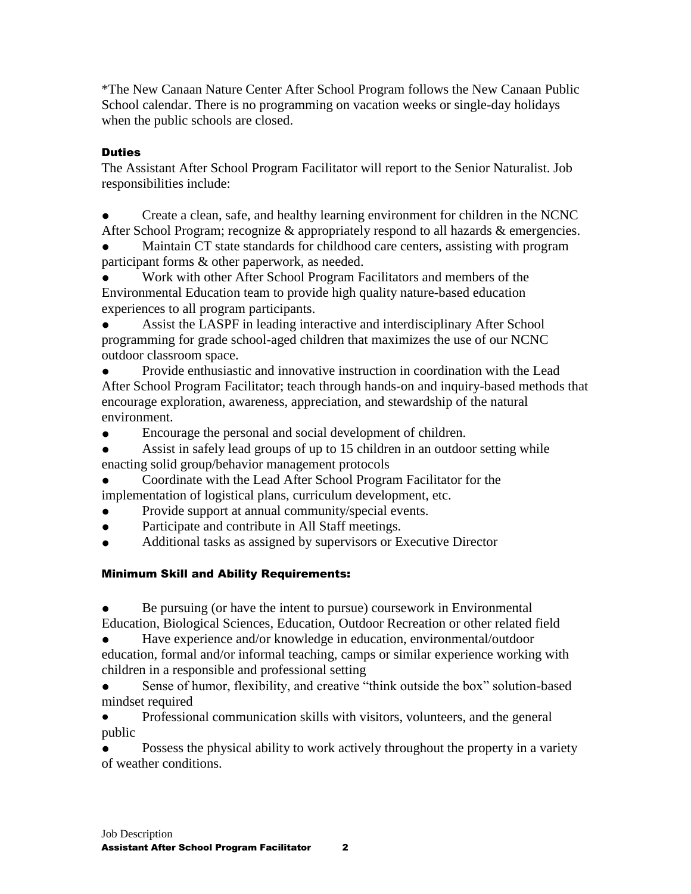*The New Canaan Nature Center After School Program follows the New Canaan Public School calendar. There is no programming on vacation weeks or single-day holidays when the public schools are closed.

### Duties

The Assistant After School Program Facilitator will report to the Senior Naturalist. Job responsibilities include:

- Create a clean, safe, and healthy learning environment for children in the NCNC After School Program; recognize & appropriately respond to all hazards & emergencies.
- Maintain CT state standards for childhood care centers, assisting with program participant forms & other paperwork, as needed.
- Work with other After School Program Facilitators and members of the Environmental Education team to provide high quality nature-based education experiences to all program participants.
- Assist the LASPF in leading interactive and interdisciplinary After School programming for grade school-aged children that maximizes the use of our NCNC outdoor classroom space.
- Provide enthusiastic and innovative instruction in coordination with the Lead After School Program Facilitator; teach through hands-on and inquiry-based methods that encourage exploration, awareness, appreciation, and stewardship of the natural environment.
- Encourage the personal and social development of children.
- Assist in safely lead groups of up to 15 children in an outdoor setting while enacting solid group/behavior management protocols
- Coordinate with the Lead After School Program Facilitator for the implementation of logistical plans, curriculum development, etc.
- Provide support at annual community/special events.
- Participate and contribute in All Staff meetings.
- Additional tasks as assigned by supervisors or Executive Director

### Minimum Skill and Ability Requirements:

- Be pursuing (or have the intent to pursue) coursework in Environmental Education, Biological Sciences, Education, Outdoor Recreation or other related field
- Have experience and/or knowledge in education, environmental/outdoor education, formal and/or informal teaching, camps or similar experience working with children in a responsible and professional setting
- Sense of humor, flexibility, and creative "think outside the box" solution-based mindset required
- Professional communication skills with visitors, volunteers, and the general public
- Possess the physical ability to work actively throughout the property in a variety of weather conditions.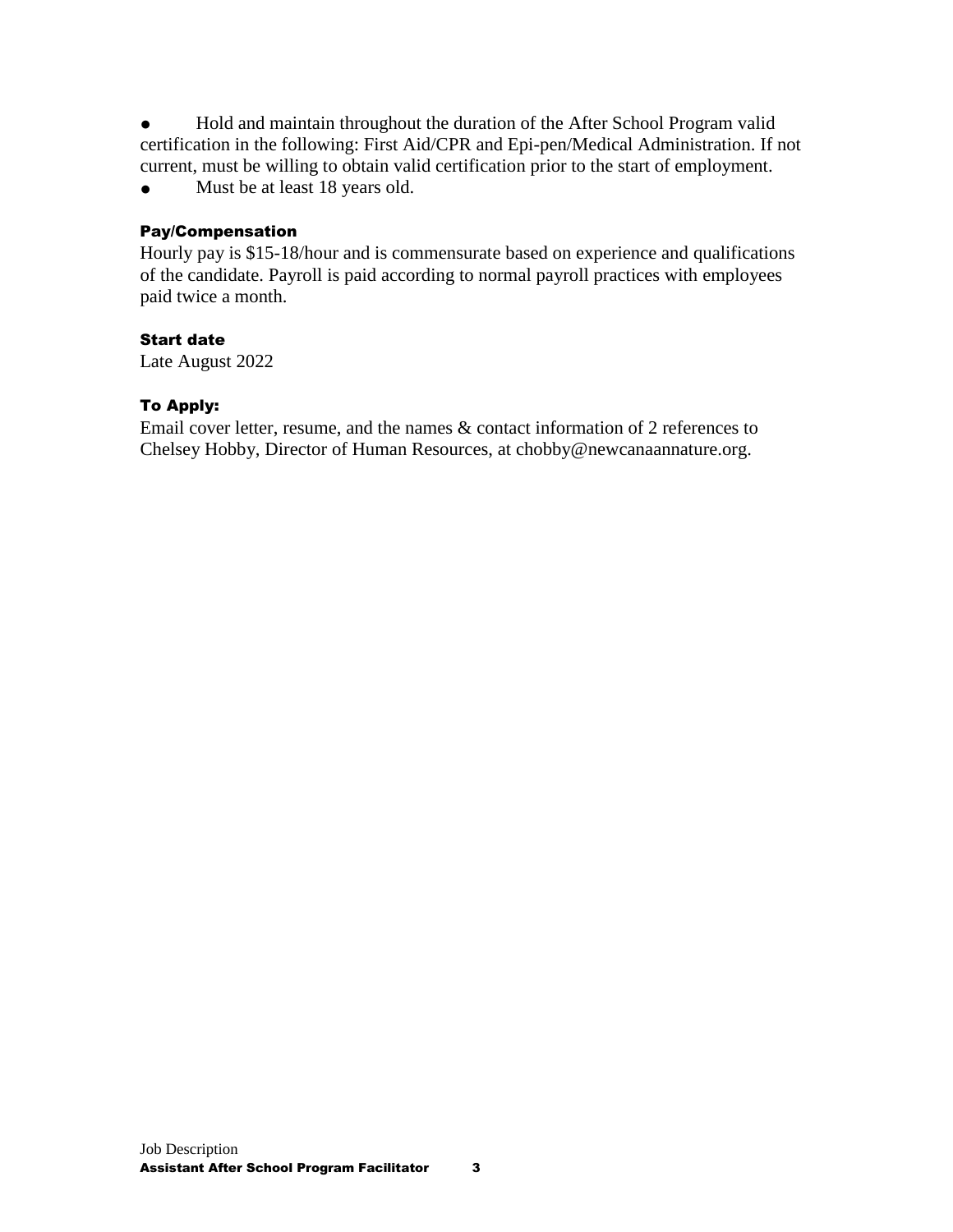- Hold and maintain throughout the duration of the After School Program valid certification in the following: First Aid/CPR and Epi-pen/Medical Administration. If not current, must be willing to obtain valid certification prior to the start of employment.
- Must be at least 18 years old.

### Pay/Compensation

Hourly pay is $15-18/hour and is commensurate based on experience and qualifications of the candidate. Payroll is paid according to normal payroll practices with employees paid twice a month.

### Start date

Late August 2022

### To Apply:

Email cover letter, resume, and the names & contact information of 2 references to Chelsey Hobby, Director of Human Resources, at chobby@newcanaannature.org.